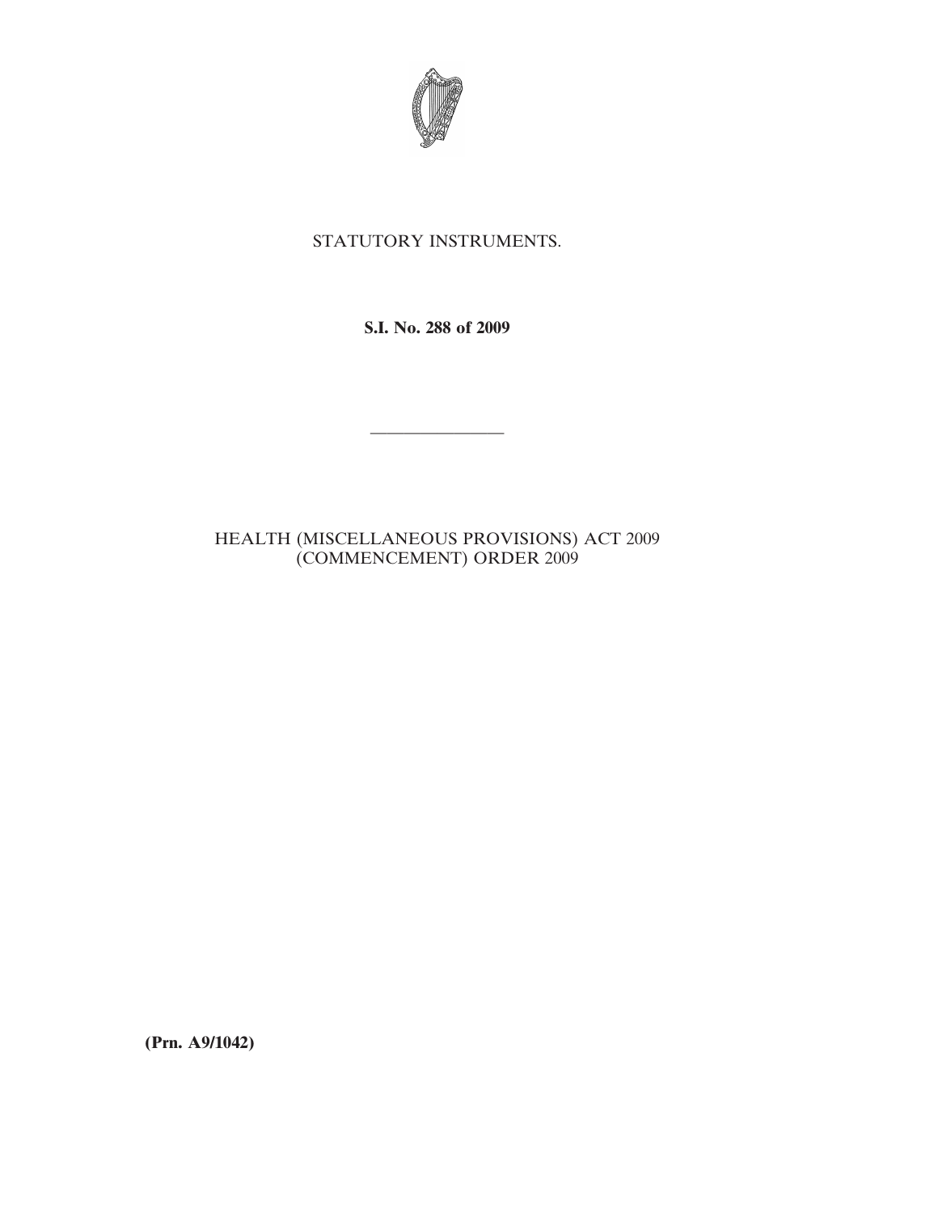STATUTORY INSTRUMENTS.

**S.I. No. 288 of 2009**

---

HEALTH (MISCELLANEOUS PROVISIONS) ACT 2009 (COMMENCEMENT) ORDER 2009

**(Prn. A9/1042)**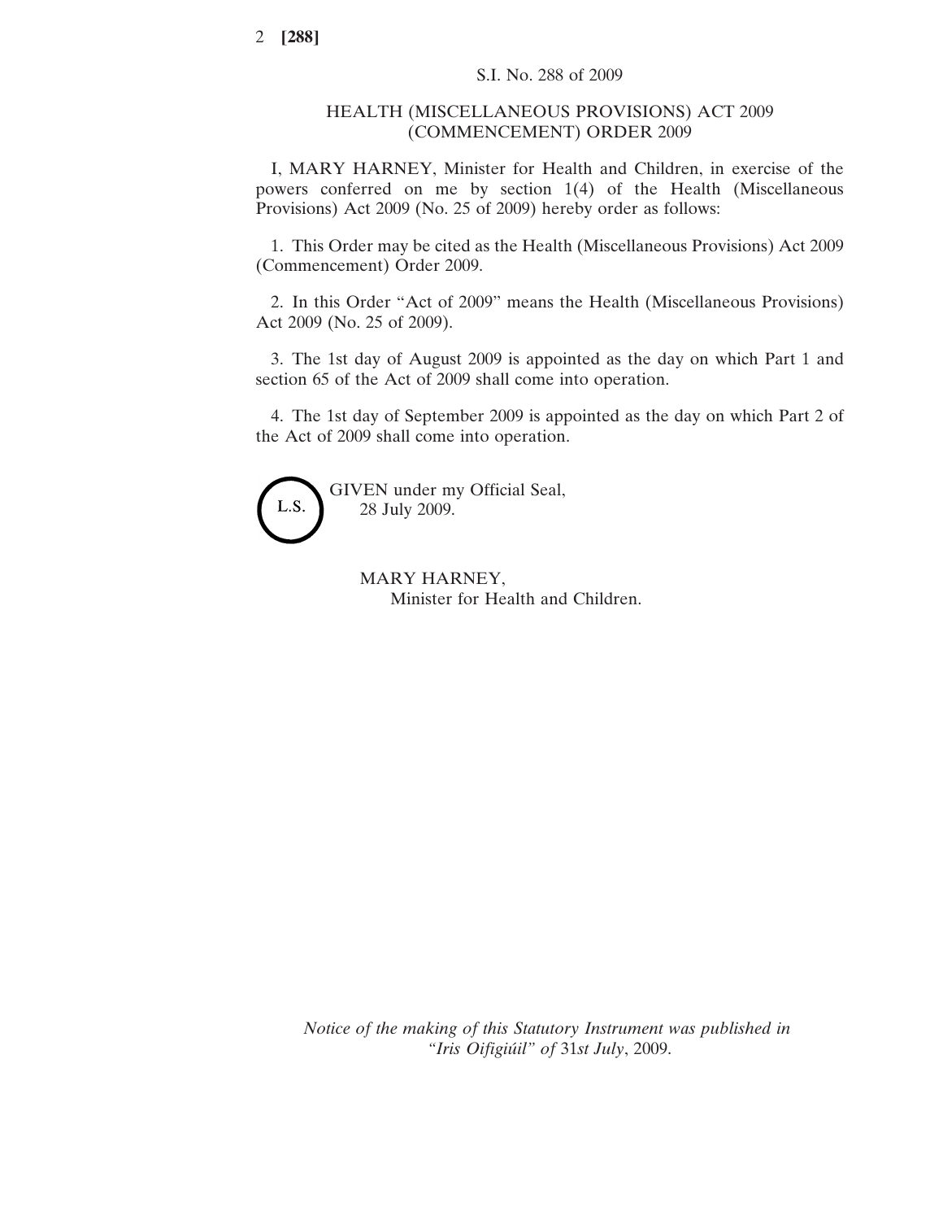S.I. No. 288 of 2009

HEALTH (MISCELLANEOUS PROVISIONS) ACT 2009 (COMMENCEMENT) ORDER 2009

I, MARY HARNEY, Minister for Health and Children, in exercise of the powers conferred on me by section 1(4) of the Health (Miscellaneous Provisions) Act 2009 (No. 25 of 2009) hereby order as follows:

1. This Order may be cited as the Health (Miscellaneous Provisions) Act 2009 (Commencement) Order 2009.

2. In this Order "Act of 2009" means the Health (Miscellaneous Provisions) Act 2009 (No. 25 of 2009).

3. The 1st day of August 2009 is appointed as the day on which Part 1 and section 65 of the Act of 2009 shall come into operation.

4. The 1st day of September 2009 is appointed as the day on which Part 2 of the Act of 2009 shall come into operation.

L.S.

GIVEN under my Official Seal,
28 July 2009.

MARY HARNEY,
Minister for Health and Children.

*Notice of the making of this Statutory Instrument was published in "Iris Oifigiúil" of* 31*st July*, 2009.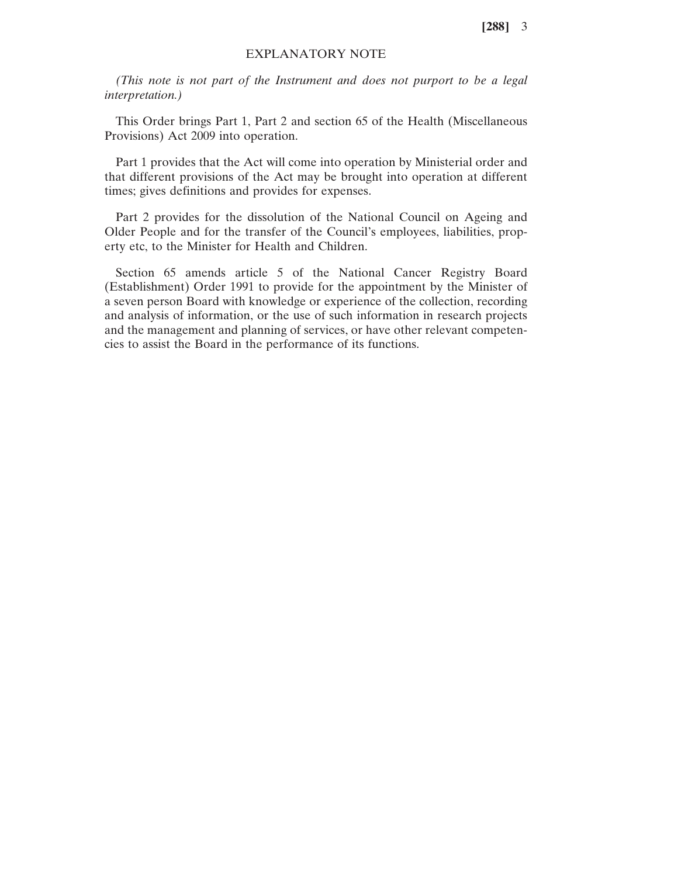## EXPLANATORY NOTE

*(This note is not part of the Instrument and does not purport to be a legal interpretation.)*

This Order brings Part 1, Part 2 and section 65 of the Health (Miscellaneous Provisions) Act 2009 into operation.

Part 1 provides that the Act will come into operation by Ministerial order and that different provisions of the Act may be brought into operation at different times; gives definitions and provides for expenses.

Part 2 provides for the dissolution of the National Council on Ageing and Older People and for the transfer of the Council's employees, liabilities, property etc, to the Minister for Health and Children.

Section 65 amends article 5 of the National Cancer Registry Board (Establishment) Order 1991 to provide for the appointment by the Minister of a seven person Board with knowledge or experience of the collection, recording and analysis of information, or the use of such information in research projects and the management and planning of services, or have other relevant competencies to assist the Board in the performance of its functions.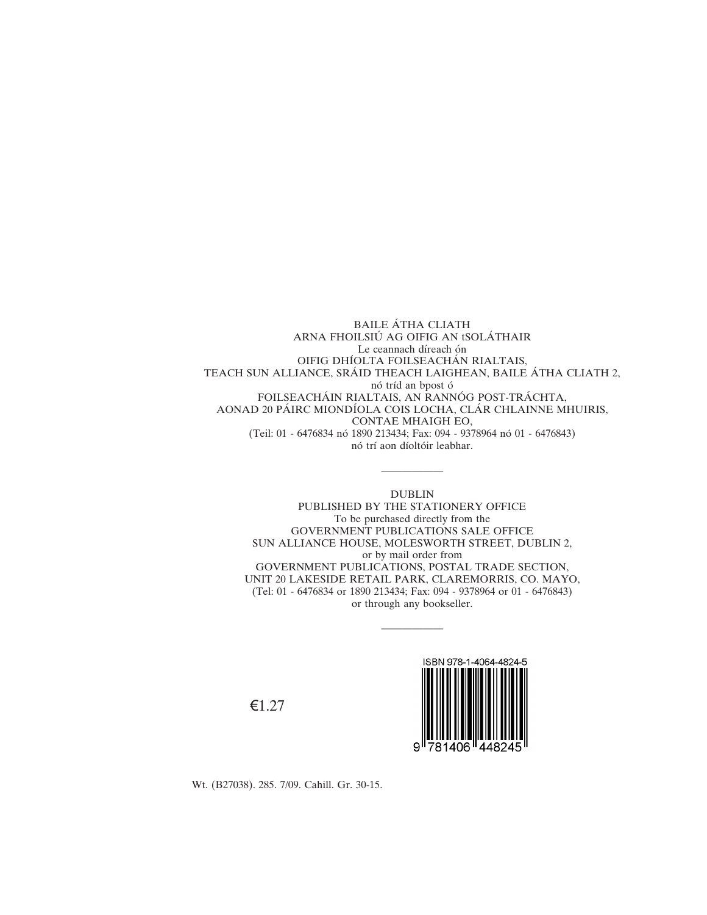BAILE ÁTHA CLIATH
ARNA FHOILSIÚ AG OIFIG AN tSOLÁTHAIR
Le ceannach díreach ón
OIFIG DHÍOLTA FOILSEACHÁN RIALTAIS,
TEACH SUN ALLIANCE, SRÁID THEACH LAIGHEAN, BAILE ÁTHA CLIATH 2,
nó tríd an bpost ó
FOILSEACHÁIN RIALTAIS, AN RANNÓG POST-TRÁCHTA,
AONAD 20 PÁIRC MIONDÍOLA COIS LOCHA, CLÁR CHLAINNE MHUIRIS,
CONTAE MHAIGH EO,
(Teil: 01 - 6476834 nó 1890 213434; Fax: 094 - 9378964 nó 01 - 6476843)
nó trí aon díoltóir leabhar.

---

DUBLIN
PUBLISHED BY THE STATIONERY OFFICE
To be purchased directly from the
GOVERNMENT PUBLICATIONS SALE OFFICE
SUN ALLIANCE HOUSE, MOLESWORTH STREET, DUBLIN 2,
or by mail order from
GOVERNMENT PUBLICATIONS, POSTAL TRADE SECTION,
UNIT 20 LAKESIDE RETAIL PARK, CLAREMORRIS, CO. MAYO,
(Tel: 01 - 6476834 or 1890 213434; Fax: 094 - 9378964 or 01 - 6476843)
or through any bookseller.

---

€1.27

ISBN 978-1-4064-4824-5

9 781406 448245

Wt. (B27038). 285. 7/09. Cahill. Gr. 30-15.